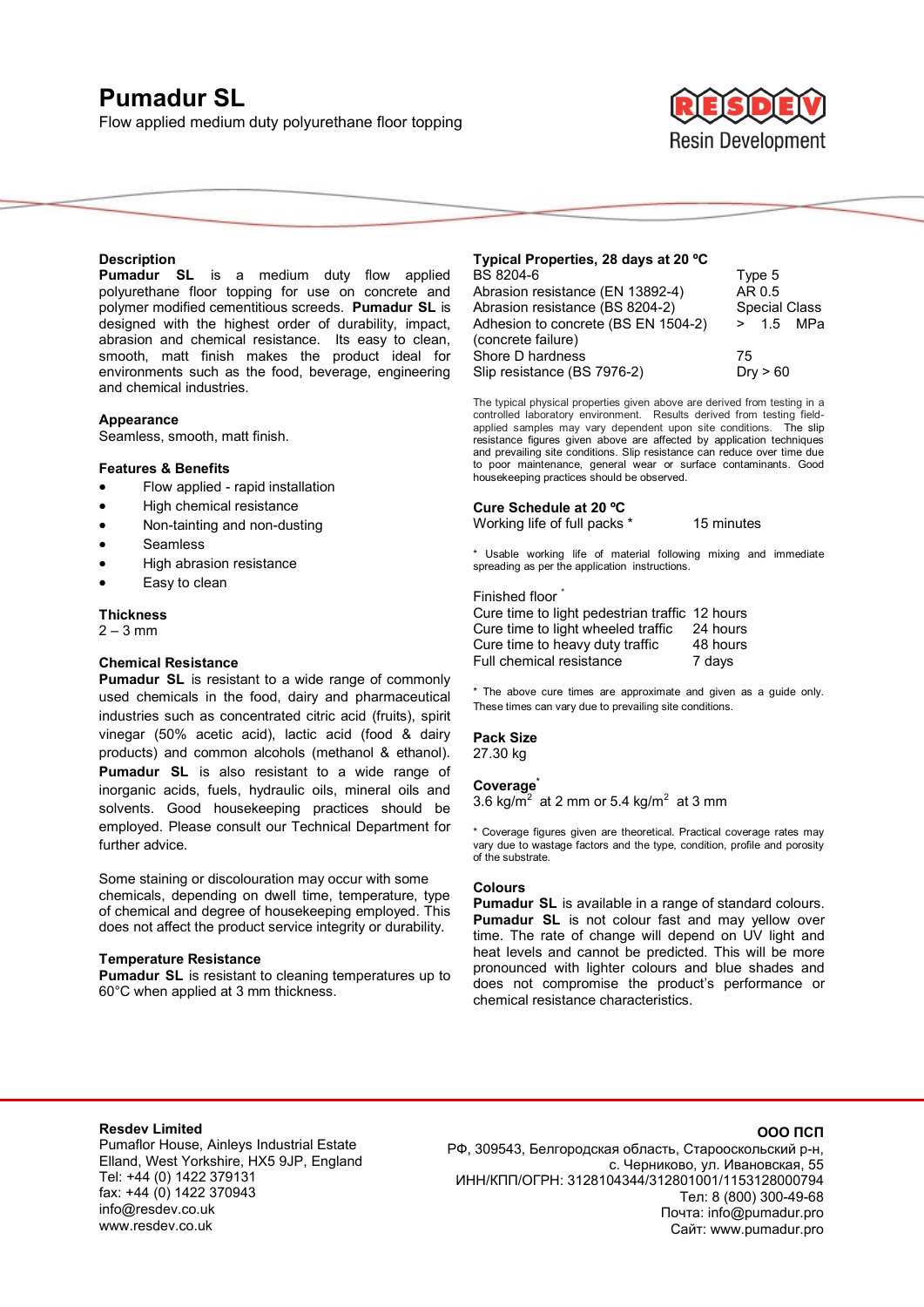# Pumadur SL

Flow applied medium duty polyurethane floor topping

RESDEV Resin Development

## Description

**Pumadur SL** is a medium duty flow applied polyurethane floor topping for use on concrete and polymer modified cementitious screeds. **Pumadur SL** is designed with the highest order of durability, impact, abrasion and chemical resistance. Its easy to clean, smooth, matt finish makes the product ideal for environments such as the food, beverage, engineering and chemical industries.

## Appearance

Seamless, smooth, matt finish.

## Features & Benefits

- Flow applied - rapid installation
- High chemical resistance
- Non-tainting and non-dusting
- Seamless
- High abrasion resistance
- Easy to clean

## Thickness

2 – 3 mm

## Chemical Resistance

**Pumadur SL** is resistant to a wide range of commonly used chemicals in the food, dairy and pharmaceutical industries such as concentrated citric acid (fruits), spirit vinegar (50% acetic acid), lactic acid (food & dairy products) and common alcohols (methanol & ethanol). **Pumadur SL** is also resistant to a wide range of inorganic acids, fuels, hydraulic oils, mineral oils and solvents. Good housekeeping practices should be employed. Please consult our Technical Department for further advice.

Some staining or discolouration may occur with some chemicals, depending on dwell time, temperature, type of chemical and degree of housekeeping employed. This does not affect the product service integrity or durability.

## Temperature Resistance

**Pumadur SL** is resistant to cleaning temperatures up to 60°C when applied at 3 mm thickness.

## Typical Properties, 28 days at 20 ºC

| Property | Value |
|---|---|
| BS 8204-6 | Type 5 |
| Abrasion resistance (EN 13892-4) | AR 0.5 |
| Abrasion resistance (BS 8204-2) | Special Class |
| Adhesion to concrete (BS EN 1504-2) (concrete failure) | > 1.5 MPa |
| Shore D hardness | 75 |
| Slip resistance (BS 7976-2) | Dry > 60 |

The typical physical properties given above are derived from testing in a controlled laboratory environment. Results derived from testing field-applied samples may vary dependent upon site conditions. The slip resistance figures given above are affected by application techniques and prevailing site conditions. Slip resistance can reduce over time due to poor maintenance, general wear or surface contaminants. Good housekeeping practices should be observed.

## Cure Schedule at 20 ºC

| | |
|---|---|
| Working life of full packs * | 15 minutes |

* Usable working life of material following mixing and immediate spreading as per the application instructions.

Finished floor *

| | |
|---|---|
| Cure time to light pedestrian traffic | 12 hours |
| Cure time to light wheeled traffic | 24 hours |
| Cure time to heavy duty traffic | 48 hours |
| Full chemical resistance | 7 days |

* The above cure times are approximate and given as a guide only. These times can vary due to prevailing site conditions.

## Pack Size

27.30 kg

## Coverage*

3.6 kg/m$^2$ at 2 mm or 5.4 kg/m$^2$ at 3 mm

* Coverage figures given are theoretical. Practical coverage rates may vary due to wastage factors and the type, condition, profile and porosity of the substrate.

## Colours

**Pumadur SL** is available in a range of standard colours. **Pumadur SL** is not colour fast and may yellow over time. The rate of change will depend on UV light and heat levels and cannot be predicted. This will be more pronounced with lighter colours and blue shades and does not compromise the product's performance or chemical resistance characteristics.

**Resdev Limited**
Pumaflor House, Ainleys Industrial Estate
Elland, West Yorkshire, HX5 9JP, England
Tel: +44 (0) 1422 379131
fax: +44 (0) 1422 370943
info@resdev.co.uk
www.resdev.co.uk

**ООО ПСП**
РФ, 309543, Белгородская область, Старооскольский р-н,
с. Черниково, ул. Ивановская, 55
ИНН/КПП/ОГРН: 3128104344/312801001/1153128000794
Тел: 8 (800) 300-49-68
Почта: info@pumadur.pro
Сайт: www.pumadur.pro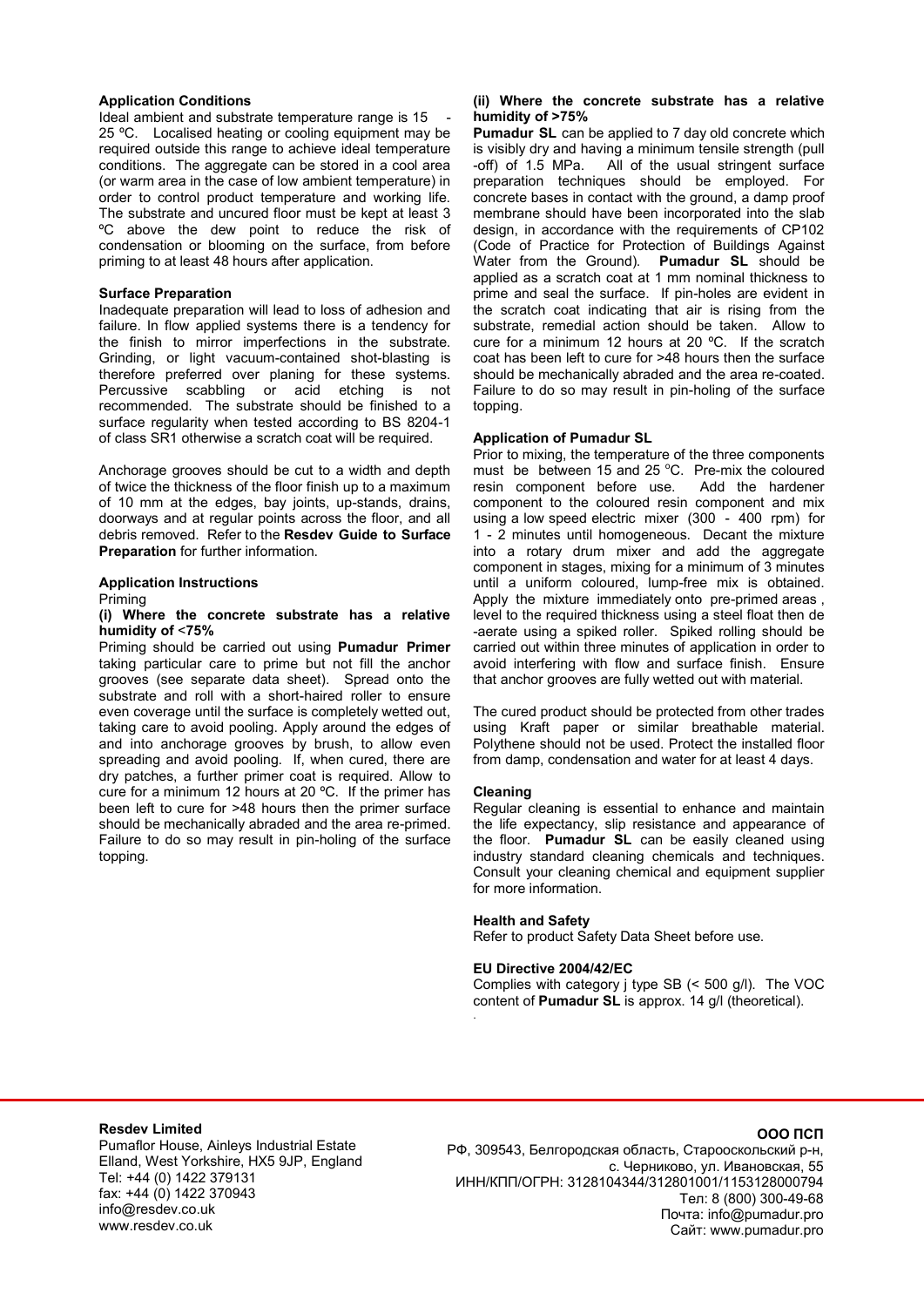### Application Conditions

Ideal ambient and substrate temperature range is 15 - 25 ºC. Localised heating or cooling equipment may be required outside this range to achieve ideal temperature conditions. The aggregate can be stored in a cool area (or warm area in the case of low ambient temperature) in order to control product temperature and working life. The substrate and uncured floor must be kept at least 3 ºC above the dew point to reduce the risk of condensation or blooming on the surface, from before priming to at least 48 hours after application.

### Surface Preparation

Inadequate preparation will lead to loss of adhesion and failure. In flow applied systems there is a tendency for the finish to mirror imperfections in the substrate. Grinding, or light vacuum-contained shot-blasting is therefore preferred over planing for these systems. Percussive scabbling or acid etching is not recommended. The substrate should be finished to a surface regularity when tested according to BS 8204-1 of class SR1 otherwise a scratch coat will be required.

Anchorage grooves should be cut to a width and depth of twice the thickness of the floor finish up to a maximum of 10 mm at the edges, bay joints, up-stands, drains, doorways and at regular points across the floor, and all debris removed. Refer to the **Resdev Guide to Surface Preparation** for further information.

### Application Instructions

Priming

**(i) Where the concrete substrate has a relative humidity of <75%**

Priming should be carried out using **Pumadur Primer** taking particular care to prime but not fill the anchor grooves (see separate data sheet). Spread onto the substrate and roll with a short-haired roller to ensure even coverage until the surface is completely wetted out, taking care to avoid pooling. Apply around the edges of and into anchorage grooves by brush, to allow even spreading and avoid pooling. If, when cured, there are dry patches, a further primer coat is required. Allow to cure for a minimum 12 hours at 20 ºC. If the primer has been left to cure for >48 hours then the primer surface should be mechanically abraded and the area re-primed. Failure to do so may result in pin-holing of the surface topping.

**(ii) Where the concrete substrate has a relative humidity of >75%**

**Pumadur SL** can be applied to 7 day old concrete which is visibly dry and having a minimum tensile strength (pull -off) of 1.5 MPa. All of the usual stringent surface preparation techniques should be employed. For concrete bases in contact with the ground, a damp proof membrane should have been incorporated into the slab design, in accordance with the requirements of CP102 (Code of Practice for Protection of Buildings Against Water from the Ground). **Pumadur SL** should be applied as a scratch coat at 1 mm nominal thickness to prime and seal the surface. If pin-holes are evident in the scratch coat indicating that air is rising from the substrate, remedial action should be taken. Allow to cure for a minimum 12 hours at 20 ºC. If the scratch coat has been left to cure for >48 hours then the surface should be mechanically abraded and the area re-coated. Failure to do so may result in pin-holing of the surface topping.

### Application of Pumadur SL

Prior to mixing, the temperature of the three components must be between 15 and 25 °C. Pre-mix the coloured resin component before use. Add the hardener component to the coloured resin component and mix using a low speed electric mixer (300 - 400 rpm) for 1 - 2 minutes until homogeneous. Decant the mixture into a rotary drum mixer and add the aggregate component in stages, mixing for a minimum of 3 minutes until a uniform coloured, lump-free mix is obtained. Apply the mixture immediately onto pre-primed areas , level to the required thickness using a steel float then de -aerate using a spiked roller. Spiked rolling should be carried out within three minutes of application in order to avoid interfering with flow and surface finish. Ensure that anchor grooves are fully wetted out with material.

The cured product should be protected from other trades using Kraft paper or similar breathable material. Polythene should not be used. Protect the installed floor from damp, condensation and water for at least 4 days.

### Cleaning

Regular cleaning is essential to enhance and maintain the life expectancy, slip resistance and appearance of the floor. **Pumadur SL** can be easily cleaned using industry standard cleaning chemicals and techniques. Consult your cleaning chemical and equipment supplier for more information.

### Health and Safety

Refer to product Safety Data Sheet before use.

### EU Directive 2004/42/EC

Complies with category j type SB (< 500 g/l). The VOC content of **Pumadur SL** is approx. 14 g/l (theoretical).

**Resdev Limited**
Pumaflor House, Ainleys Industrial Estate
Elland, West Yorkshire, HX5 9JP, England
Tel: +44 (0) 1422 379131
fax: +44 (0) 1422 370943
info@resdev.co.uk
www.resdev.co.uk

**ООО ПСП**
РФ, 309543, Белгородская область, Старооскольский р-н,
с. Черниково, ул. Ивановская, 55
ИНН/КПП/ОГРН: 3128104344/312801001/1153128000794
Тел: 8 (800) 300-49-68
Почта: info@pumadur.pro
Сайт: www.pumadur.pro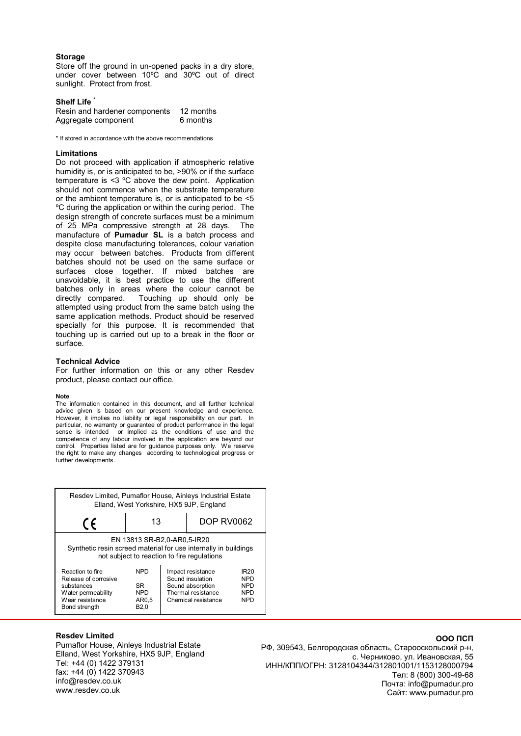### Storage

Store off the ground in un-opened packs in a dry store, under cover between 10ºC and 30ºC out of direct sunlight. Protect from frost.

### Shelf Life *

| | |
|---|---|
| Resin and hardener components | 12 months |
| Aggregate component | 6 months |

* If stored in accordance with the above recommendations

### Limitations

Do not proceed with application if atmospheric relative humidity is, or is anticipated to be, >90% or if the surface temperature is <3 ºC above the dew point. Application should not commence when the substrate temperature or the ambient temperature is, or is anticipated to be <5 ºC during the application or within the curing period. The design strength of concrete surfaces must be a minimum of 25 MPa compressive strength at 28 days. The manufacture of **Pumadur SL** is a batch process and despite close manufacturing tolerances, colour variation may occur between batches. Products from different batches should not be used on the same surface or surfaces close together. If mixed batches are unavoidable, it is best practice to use the different batches only in areas where the colour cannot be directly compared. Touching up should only be attempted using product from the same batch using the same application methods. Product should be reserved specially for this purpose. It is recommended that touching up is carried out up to a break in the floor or surface.

### Technical Advice

For further information on this or any other Resdev product, please contact our office.

#### Note

The information contained in this document, and all further technical advice given is based on our present knowledge and experience. However, it implies no liability or legal responsibility on our part. In particular, no warranty or guarantee of product performance in the legal sense is intended or implied as the conditions of use and the competence of any labour involved in the application are beyond our control. Properties listed are for guidance purposes only. We reserve the right to make any changes according to technological progress or further developments.

| Resdev Limited, Pumaflor House, Ainleys Industrial Estate Elland, West Yorkshire, HX5 9JP, England | | | |
|---|---|---|---|
| CE | 13 | DOP RV0062 | |
| EN 13813 SR-B2,0-AR0,5-IR20<br>Synthetic resin screed material for use internally in buildings not subject to reaction to fire regulations | | | |
| Reaction to fire | NPD | Impact resistance | IR20 |
| Release of corrosive substances | SR | Sound insulation | NPD |
| Water permeability | NPD | Sound absorption | NPD |
| Wear resistance | AR0,5 | Thermal resistance | NPD |
| Bond strength | B2,0 | Chemical resistance | NPD |

**Resdev Limited**
Pumaflor House, Ainleys Industrial Estate
Elland, West Yorkshire, HX5 9JP, England
Tel: +44 (0) 1422 379131
fax: +44 (0) 1422 370943
info@resdev.co.uk
www.resdev.co.uk

**ООО ПСП**
РФ, 309543, Белгородская область, Старооскольский р-н,
с. Черниково, ул. Ивановская, 55
ИНН/КПП/ОГРН: 3128104344/312801001/1153128000794
Тел: 8 (800) 300-49-68
Почта: info@pumadur.pro
Сайт: www.pumadur.pro